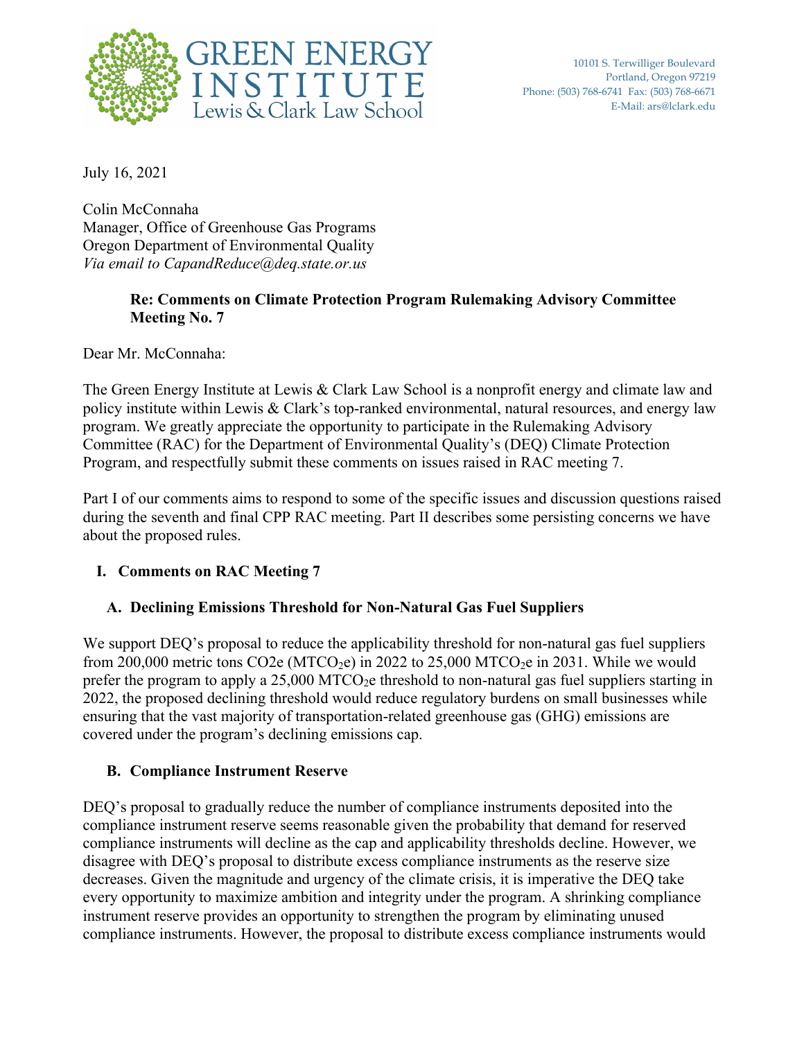GREEN ENERGY INSTITUTE
Lewis & Clark Law School

10101 S. Terwilliger Boulevard
Portland, Oregon 97219
Phone: (503) 768-6741 Fax: (503) 768-6671
E-Mail: ars@lclark.edu

July 16, 2021

Colin McConnaha
Manager, Office of Greenhouse Gas Programs
Oregon Department of Environmental Quality
*Via email to CapandReduce@deq.state.or.us*

**Re: Comments on Climate Protection Program Rulemaking Advisory Committee Meeting No. 7**

Dear Mr. McConnaha:

The Green Energy Institute at Lewis & Clark Law School is a nonprofit energy and climate law and policy institute within Lewis & Clark's top-ranked environmental, natural resources, and energy law program. We greatly appreciate the opportunity to participate in the Rulemaking Advisory Committee (RAC) for the Department of Environmental Quality's (DEQ) Climate Protection Program, and respectfully submit these comments on issues raised in RAC meeting 7.

Part I of our comments aims to respond to some of the specific issues and discussion questions raised during the seventh and final CPP RAC meeting. Part II describes some persisting concerns we have about the proposed rules.

## I. Comments on RAC Meeting 7

### A. Declining Emissions Threshold for Non-Natural Gas Fuel Suppliers

We support DEQ's proposal to reduce the applicability threshold for non-natural gas fuel suppliers from 200,000 metric tons $CO_2e$ ($MTCO_2e$) in 2022 to 25,000 $MTCO_2e$ in 2031. While we would prefer the program to apply a 25,000 $MTCO_2e$ threshold to non-natural gas fuel suppliers starting in 2022, the proposed declining threshold would reduce regulatory burdens on small businesses while ensuring that the vast majority of transportation-related greenhouse gas (GHG) emissions are covered under the program's declining emissions cap.

### B. Compliance Instrument Reserve

DEQ's proposal to gradually reduce the number of compliance instruments deposited into the compliance instrument reserve seems reasonable given the probability that demand for reserved compliance instruments will decline as the cap and applicability thresholds decline. However, we disagree with DEQ's proposal to distribute excess compliance instruments as the reserve size decreases. Given the magnitude and urgency of the climate crisis, it is imperative the DEQ take every opportunity to maximize ambition and integrity under the program. A shrinking compliance instrument reserve provides an opportunity to strengthen the program by eliminating unused compliance instruments. However, the proposal to distribute excess compliance instruments would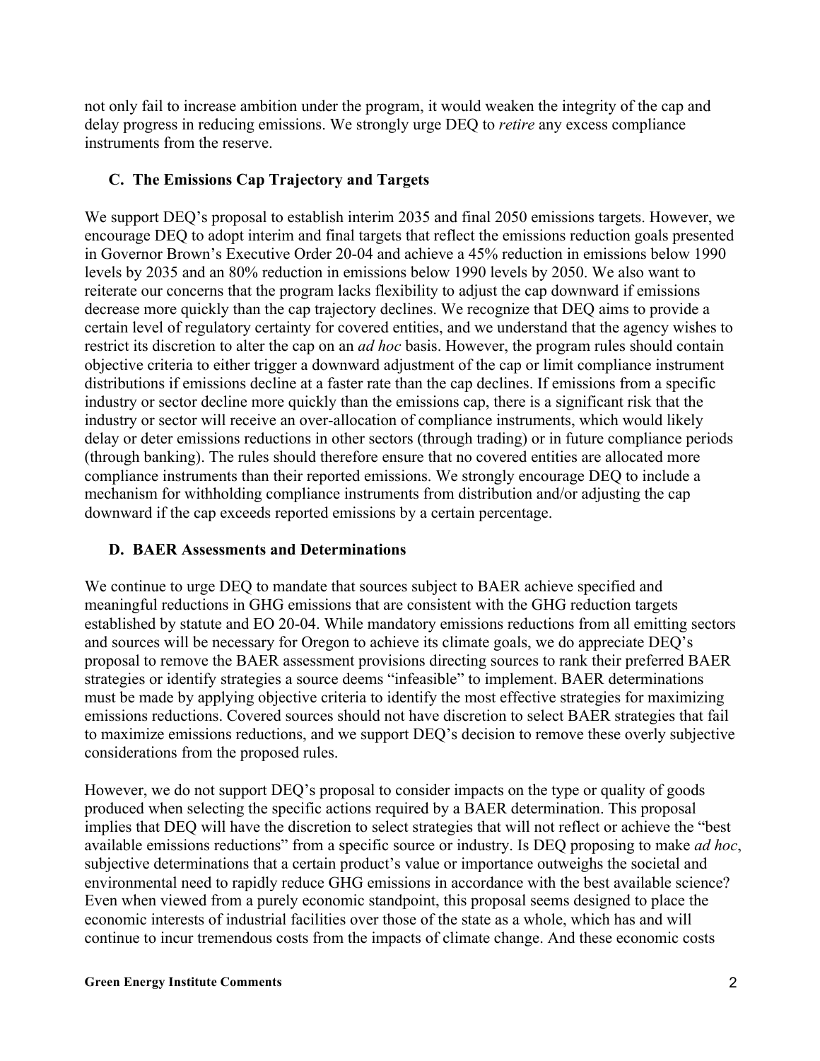not only fail to increase ambition under the program, it would weaken the integrity of the cap and delay progress in reducing emissions. We strongly urge DEQ to *retire* any excess compliance instruments from the reserve.

### C. The Emissions Cap Trajectory and Targets

We support DEQ's proposal to establish interim 2035 and final 2050 emissions targets. However, we encourage DEQ to adopt interim and final targets that reflect the emissions reduction goals presented in Governor Brown's Executive Order 20-04 and achieve a 45% reduction in emissions below 1990 levels by 2035 and an 80% reduction in emissions below 1990 levels by 2050. We also want to reiterate our concerns that the program lacks flexibility to adjust the cap downward if emissions decrease more quickly than the cap trajectory declines. We recognize that DEQ aims to provide a certain level of regulatory certainty for covered entities, and we understand that the agency wishes to restrict its discretion to alter the cap on an *ad hoc* basis. However, the program rules should contain objective criteria to either trigger a downward adjustment of the cap or limit compliance instrument distributions if emissions decline at a faster rate than the cap declines. If emissions from a specific industry or sector decline more quickly than the emissions cap, there is a significant risk that the industry or sector will receive an over-allocation of compliance instruments, which would likely delay or deter emissions reductions in other sectors (through trading) or in future compliance periods (through banking). The rules should therefore ensure that no covered entities are allocated more compliance instruments than their reported emissions. We strongly encourage DEQ to include a mechanism for withholding compliance instruments from distribution and/or adjusting the cap downward if the cap exceeds reported emissions by a certain percentage.

### D. BAER Assessments and Determinations

We continue to urge DEQ to mandate that sources subject to BAER achieve specified and meaningful reductions in GHG emissions that are consistent with the GHG reduction targets established by statute and EO 20-04. While mandatory emissions reductions from all emitting sectors and sources will be necessary for Oregon to achieve its climate goals, we do appreciate DEQ's proposal to remove the BAER assessment provisions directing sources to rank their preferred BAER strategies or identify strategies a source deems "infeasible" to implement. BAER determinations must be made by applying objective criteria to identify the most effective strategies for maximizing emissions reductions. Covered sources should not have discretion to select BAER strategies that fail to maximize emissions reductions, and we support DEQ's decision to remove these overly subjective considerations from the proposed rules.

However, we do not support DEQ's proposal to consider impacts on the type or quality of goods produced when selecting the specific actions required by a BAER determination. This proposal implies that DEQ will have the discretion to select strategies that will not reflect or achieve the "best available emissions reductions" from a specific source or industry. Is DEQ proposing to make *ad hoc*, subjective determinations that a certain product's value or importance outweighs the societal and environmental need to rapidly reduce GHG emissions in accordance with the best available science? Even when viewed from a purely economic standpoint, this proposal seems designed to place the economic interests of industrial facilities over those of the state as a whole, which has and will continue to incur tremendous costs from the impacts of climate change. And these economic costs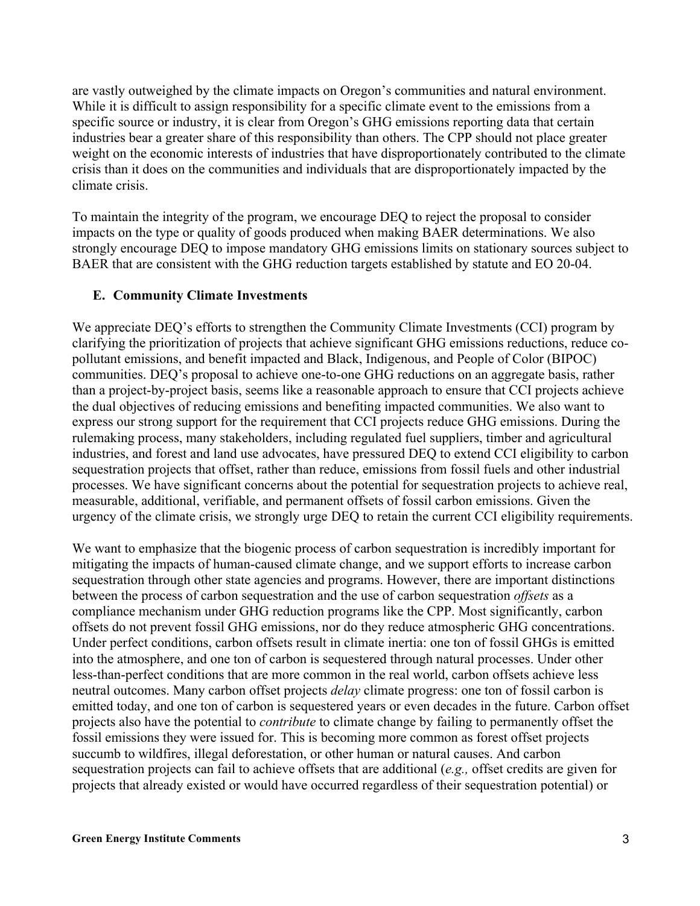are vastly outweighed by the climate impacts on Oregon's communities and natural environment. While it is difficult to assign responsibility for a specific climate event to the emissions from a specific source or industry, it is clear from Oregon's GHG emissions reporting data that certain industries bear a greater share of this responsibility than others. The CPP should not place greater weight on the economic interests of industries that have disproportionately contributed to the climate crisis than it does on the communities and individuals that are disproportionately impacted by the climate crisis.

To maintain the integrity of the program, we encourage DEQ to reject the proposal to consider impacts on the type or quality of goods produced when making BAER determinations. We also strongly encourage DEQ to impose mandatory GHG emissions limits on stationary sources subject to BAER that are consistent with the GHG reduction targets established by statute and EO 20-04.

### E. Community Climate Investments

We appreciate DEQ's efforts to strengthen the Community Climate Investments (CCI) program by clarifying the prioritization of projects that achieve significant GHG emissions reductions, reduce co-pollutant emissions, and benefit impacted and Black, Indigenous, and People of Color (BIPOC) communities. DEQ's proposal to achieve one-to-one GHG reductions on an aggregate basis, rather than a project-by-project basis, seems like a reasonable approach to ensure that CCI projects achieve the dual objectives of reducing emissions and benefiting impacted communities. We also want to express our strong support for the requirement that CCI projects reduce GHG emissions. During the rulemaking process, many stakeholders, including regulated fuel suppliers, timber and agricultural industries, and forest and land use advocates, have pressured DEQ to extend CCI eligibility to carbon sequestration projects that offset, rather than reduce, emissions from fossil fuels and other industrial processes. We have significant concerns about the potential for sequestration projects to achieve real, measurable, additional, verifiable, and permanent offsets of fossil carbon emissions. Given the urgency of the climate crisis, we strongly urge DEQ to retain the current CCI eligibility requirements.

We want to emphasize that the biogenic process of carbon sequestration is incredibly important for mitigating the impacts of human-caused climate change, and we support efforts to increase carbon sequestration through other state agencies and programs. However, there are important distinctions between the process of carbon sequestration and the use of carbon sequestration *offsets* as a compliance mechanism under GHG reduction programs like the CPP. Most significantly, carbon offsets do not prevent fossil GHG emissions, nor do they reduce atmospheric GHG concentrations. Under perfect conditions, carbon offsets result in climate inertia: one ton of fossil GHGs is emitted into the atmosphere, and one ton of carbon is sequestered through natural processes. Under other less-than-perfect conditions that are more common in the real world, carbon offsets achieve less neutral outcomes. Many carbon offset projects *delay* climate progress: one ton of fossil carbon is emitted today, and one ton of carbon is sequestered years or even decades in the future. Carbon offset projects also have the potential to *contribute* to climate change by failing to permanently offset the fossil emissions they were issued for. This is becoming more common as forest offset projects succumb to wildfires, illegal deforestation, or other human or natural causes. And carbon sequestration projects can fail to achieve offsets that are additional (*e.g.,* offset credits are given for projects that already existed or would have occurred regardless of their sequestration potential) or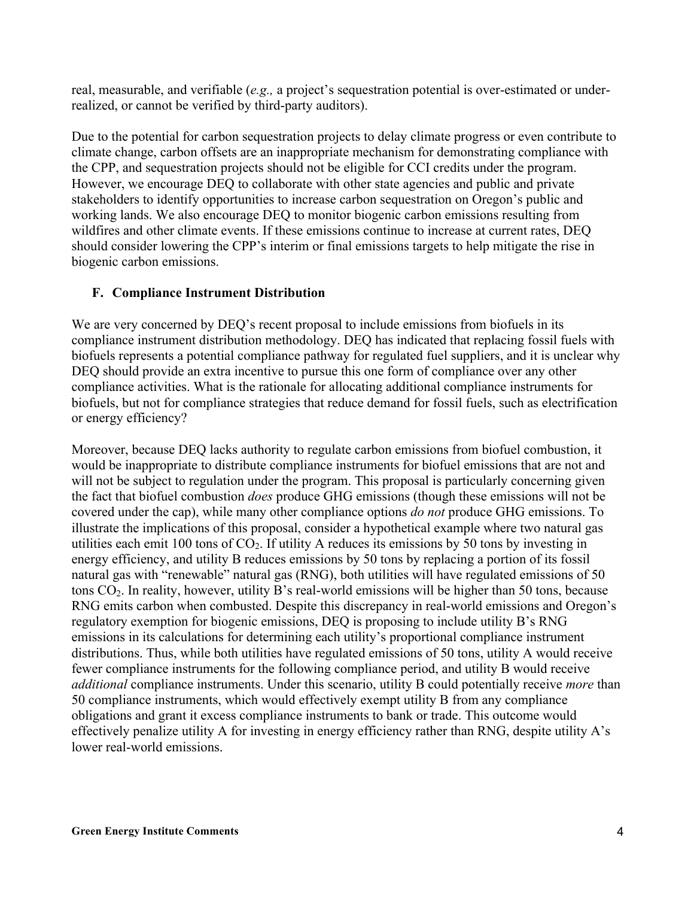real, measurable, and verifiable (*e.g.,* a project's sequestration potential is over-estimated or under-realized, or cannot be verified by third-party auditors).

Due to the potential for carbon sequestration projects to delay climate progress or even contribute to climate change, carbon offsets are an inappropriate mechanism for demonstrating compliance with the CPP, and sequestration projects should not be eligible for CCI credits under the program. However, we encourage DEQ to collaborate with other state agencies and public and private stakeholders to identify opportunities to increase carbon sequestration on Oregon's public and working lands. We also encourage DEQ to monitor biogenic carbon emissions resulting from wildfires and other climate events. If these emissions continue to increase at current rates, DEQ should consider lowering the CPP's interim or final emissions targets to help mitigate the rise in biogenic carbon emissions.

### F. Compliance Instrument Distribution

We are very concerned by DEQ's recent proposal to include emissions from biofuels in its compliance instrument distribution methodology. DEQ has indicated that replacing fossil fuels with biofuels represents a potential compliance pathway for regulated fuel suppliers, and it is unclear why DEQ should provide an extra incentive to pursue this one form of compliance over any other compliance activities. What is the rationale for allocating additional compliance instruments for biofuels, but not for compliance strategies that reduce demand for fossil fuels, such as electrification or energy efficiency?

Moreover, because DEQ lacks authority to regulate carbon emissions from biofuel combustion, it would be inappropriate to distribute compliance instruments for biofuel emissions that are not and will not be subject to regulation under the program. This proposal is particularly concerning given the fact that biofuel combustion *does* produce GHG emissions (though these emissions will not be covered under the cap), while many other compliance options *do not* produce GHG emissions. To illustrate the implications of this proposal, consider a hypothetical example where two natural gas utilities each emit 100 tons of $CO_2$. If utility A reduces its emissions by 50 tons by investing in energy efficiency, and utility B reduces emissions by 50 tons by replacing a portion of its fossil natural gas with "renewable" natural gas (RNG), both utilities will have regulated emissions of 50 tons $CO_2$. In reality, however, utility B's real-world emissions will be higher than 50 tons, because RNG emits carbon when combusted. Despite this discrepancy in real-world emissions and Oregon's regulatory exemption for biogenic emissions, DEQ is proposing to include utility B's RNG emissions in its calculations for determining each utility's proportional compliance instrument distributions. Thus, while both utilities have regulated emissions of 50 tons, utility A would receive fewer compliance instruments for the following compliance period, and utility B would receive *additional* compliance instruments. Under this scenario, utility B could potentially receive *more* than 50 compliance instruments, which would effectively exempt utility B from any compliance obligations and grant it excess compliance instruments to bank or trade. This outcome would effectively penalize utility A for investing in energy efficiency rather than RNG, despite utility A's lower real-world emissions.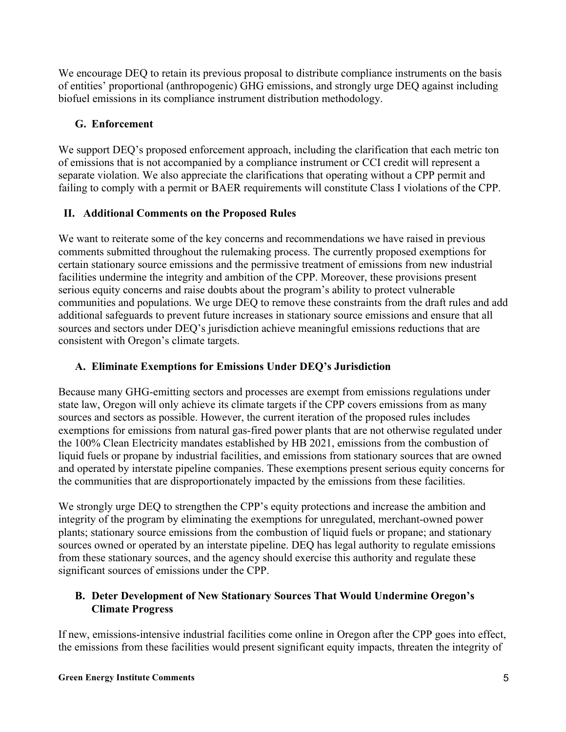We encourage DEQ to retain its previous proposal to distribute compliance instruments on the basis of entities' proportional (anthropogenic) GHG emissions, and strongly urge DEQ against including biofuel emissions in its compliance instrument distribution methodology.

### G. Enforcement

We support DEQ's proposed enforcement approach, including the clarification that each metric ton of emissions that is not accompanied by a compliance instrument or CCI credit will represent a separate violation. We also appreciate the clarifications that operating without a CPP permit and failing to comply with a permit or BAER requirements will constitute Class I violations of the CPP.

## II. Additional Comments on the Proposed Rules

We want to reiterate some of the key concerns and recommendations we have raised in previous comments submitted throughout the rulemaking process. The currently proposed exemptions for certain stationary source emissions and the permissive treatment of emissions from new industrial facilities undermine the integrity and ambition of the CPP. Moreover, these provisions present serious equity concerns and raise doubts about the program's ability to protect vulnerable communities and populations. We urge DEQ to remove these constraints from the draft rules and add additional safeguards to prevent future increases in stationary source emissions and ensure that all sources and sectors under DEQ's jurisdiction achieve meaningful emissions reductions that are consistent with Oregon's climate targets.

### A. Eliminate Exemptions for Emissions Under DEQ's Jurisdiction

Because many GHG-emitting sectors and processes are exempt from emissions regulations under state law, Oregon will only achieve its climate targets if the CPP covers emissions from as many sources and sectors as possible. However, the current iteration of the proposed rules includes exemptions for emissions from natural gas-fired power plants that are not otherwise regulated under the 100% Clean Electricity mandates established by HB 2021, emissions from the combustion of liquid fuels or propane by industrial facilities, and emissions from stationary sources that are owned and operated by interstate pipeline companies. These exemptions present serious equity concerns for the communities that are disproportionately impacted by the emissions from these facilities.

We strongly urge DEQ to strengthen the CPP's equity protections and increase the ambition and integrity of the program by eliminating the exemptions for unregulated, merchant-owned power plants; stationary source emissions from the combustion of liquid fuels or propane; and stationary sources owned or operated by an interstate pipeline. DEQ has legal authority to regulate emissions from these stationary sources, and the agency should exercise this authority and regulate these significant sources of emissions under the CPP.

### B. Deter Development of New Stationary Sources That Would Undermine Oregon's Climate Progress

If new, emissions-intensive industrial facilities come online in Oregon after the CPP goes into effect, the emissions from these facilities would present significant equity impacts, threaten the integrity of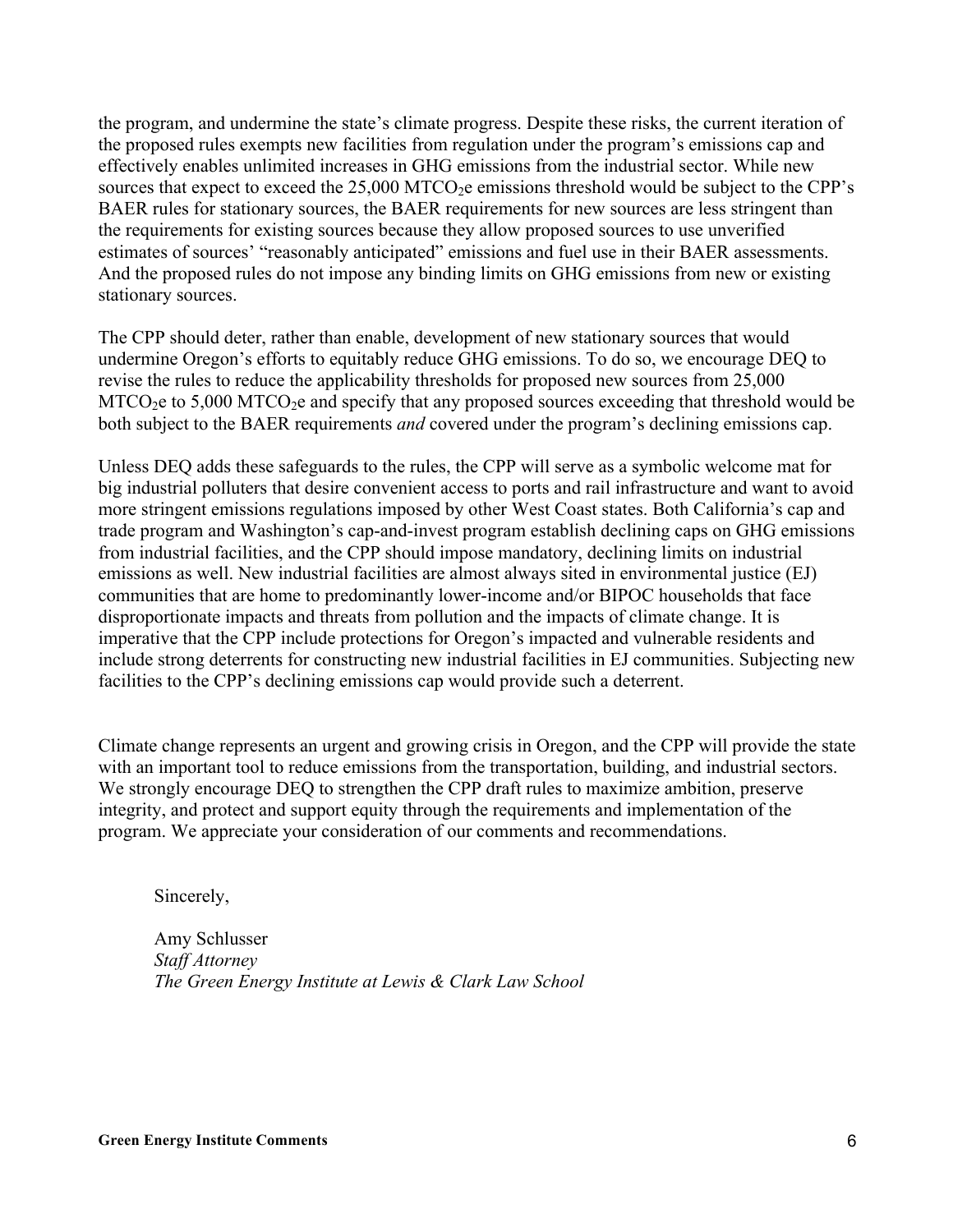the program, and undermine the state's climate progress. Despite these risks, the current iteration of the proposed rules exempts new facilities from regulation under the program's emissions cap and effectively enables unlimited increases in GHG emissions from the industrial sector. While new sources that expect to exceed the 25,000 $MTCO_2e$ emissions threshold would be subject to the CPP's BAER rules for stationary sources, the BAER requirements for new sources are less stringent than the requirements for existing sources because they allow proposed sources to use unverified estimates of sources' "reasonably anticipated" emissions and fuel use in their BAER assessments. And the proposed rules do not impose any binding limits on GHG emissions from new or existing stationary sources.

The CPP should deter, rather than enable, development of new stationary sources that would undermine Oregon's efforts to equitably reduce GHG emissions. To do so, we encourage DEQ to revise the rules to reduce the applicability thresholds for proposed new sources from 25,000 $MTCO_2e$ to 5,000 $MTCO_2e$ and specify that any proposed sources exceeding that threshold would be both subject to the BAER requirements *and* covered under the program's declining emissions cap.

Unless DEQ adds these safeguards to the rules, the CPP will serve as a symbolic welcome mat for big industrial polluters that desire convenient access to ports and rail infrastructure and want to avoid more stringent emissions regulations imposed by other West Coast states. Both California's cap and trade program and Washington's cap-and-invest program establish declining caps on GHG emissions from industrial facilities, and the CPP should impose mandatory, declining limits on industrial emissions as well. New industrial facilities are almost always sited in environmental justice (EJ) communities that are home to predominantly lower-income and/or BIPOC households that face disproportionate impacts and threats from pollution and the impacts of climate change. It is imperative that the CPP include protections for Oregon's impacted and vulnerable residents and include strong deterrents for constructing new industrial facilities in EJ communities. Subjecting new facilities to the CPP's declining emissions cap would provide such a deterrent.

Climate change represents an urgent and growing crisis in Oregon, and the CPP will provide the state with an important tool to reduce emissions from the transportation, building, and industrial sectors. We strongly encourage DEQ to strengthen the CPP draft rules to maximize ambition, preserve integrity, and protect and support equity through the requirements and implementation of the program. We appreciate your consideration of our comments and recommendations.

Sincerely,

Amy Schlusser
*Staff Attorney*
*The Green Energy Institute at Lewis & Clark Law School*